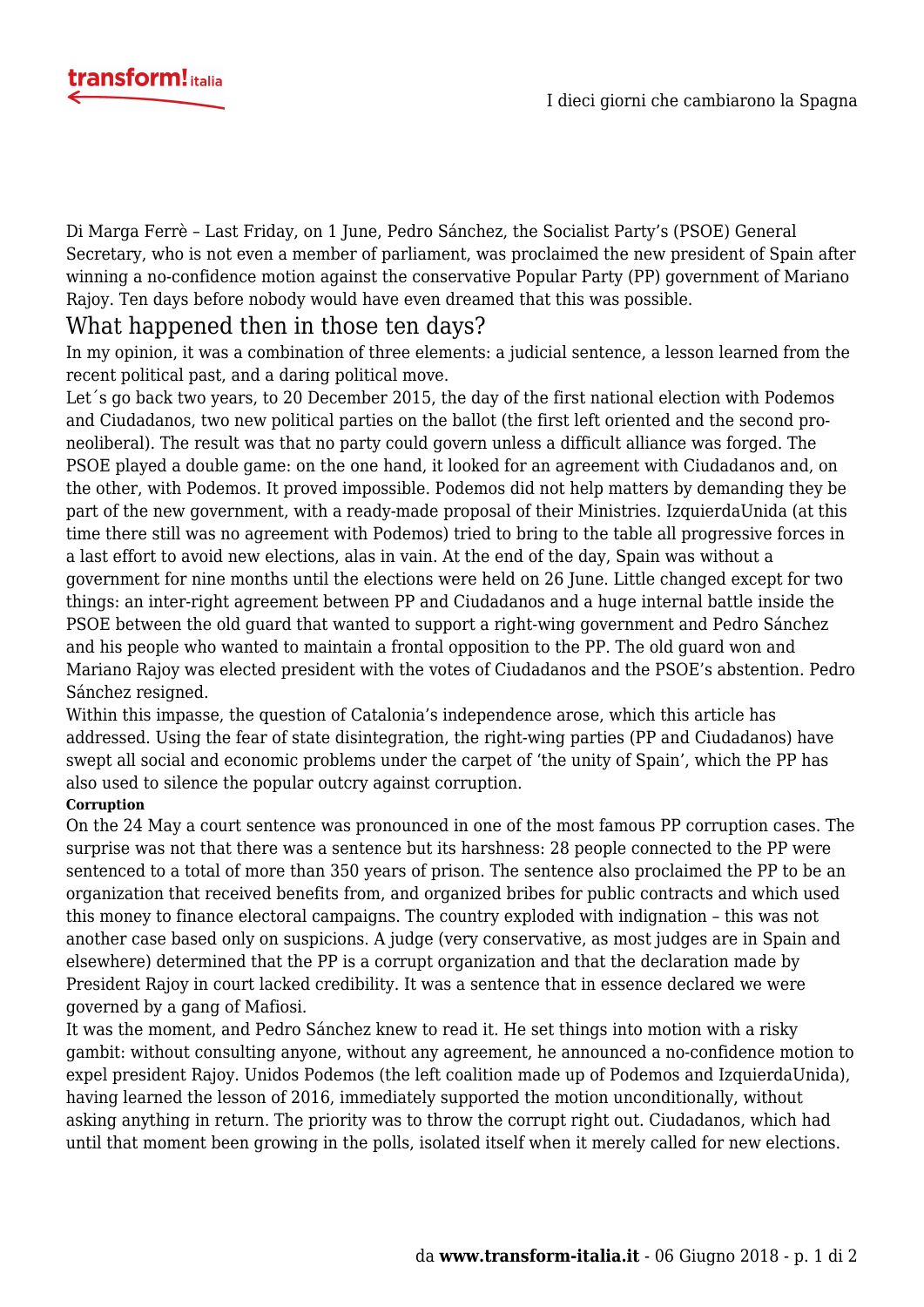Di Marga Ferrè – Last Friday, on 1 June, Pedro Sánchez, the Socialist Party's (PSOE) General Secretary, who is not even a member of parliament, was proclaimed the new president of Spain after winning a no-confidence motion against the conservative Popular Party (PP) government of Mariano Rajoy. Ten days before nobody would have even dreamed that this was possible.

## What happened then in those ten days?

In my opinion, it was a combination of three elements: a judicial sentence, a lesson learned from the recent political past, and a daring political move.

Let´s go back two years, to 20 December 2015, the day of the first national election with Podemos and Ciudadanos, two new political parties on the ballot (the first left oriented and the second pro-neoliberal). The result was that no party could govern unless a difficult alliance was forged. The PSOE played a double game: on the one hand, it looked for an agreement with Ciudadanos and, on the other, with Podemos. It proved impossible. Podemos did not help matters by demanding they be part of the new government, with a ready-made proposal of their Ministries. IzquierdaUnida (at this time there still was no agreement with Podemos) tried to bring to the table all progressive forces in a last effort to avoid new elections, alas in vain. At the end of the day, Spain was without a government for nine months until the elections were held on 26 June. Little changed except for two things: an inter-right agreement between PP and Ciudadanos and a huge internal battle inside the PSOE between the old guard that wanted to support a right-wing government and Pedro Sánchez and his people who wanted to maintain a frontal opposition to the PP. The old guard won and Mariano Rajoy was elected president with the votes of Ciudadanos and the PSOE's abstention. Pedro Sánchez resigned.

Within this impasse, the question of Catalonia's independence arose, which this article has addressed. Using the fear of state disintegration, the right-wing parties (PP and Ciudadanos) have swept all social and economic problems under the carpet of 'the unity of Spain', which the PP has also used to silence the popular outcry against corruption.

**Corruption**

On the 24 May a court sentence was pronounced in one of the most famous PP corruption cases. The surprise was not that there was a sentence but its harshness: 28 people connected to the PP were sentenced to a total of more than 350 years of prison. The sentence also proclaimed the PP to be an organization that received benefits from, and organized bribes for public contracts and which used this money to finance electoral campaigns. The country exploded with indignation – this was not another case based only on suspicions. A judge (very conservative, as most judges are in Spain and elsewhere) determined that the PP is a corrupt organization and that the declaration made by President Rajoy in court lacked credibility. It was a sentence that in essence declared we were governed by a gang of Mafiosi.

It was the moment, and Pedro Sánchez knew to read it. He set things into motion with a risky gambit: without consulting anyone, without any agreement, he announced a no-confidence motion to expel president Rajoy. Unidos Podemos (the left coalition made up of Podemos and IzquierdaUnida), having learned the lesson of 2016, immediately supported the motion unconditionally, without asking anything in return. The priority was to throw the corrupt right out. Ciudadanos, which had until that moment been growing in the polls, isolated itself when it merely called for new elections.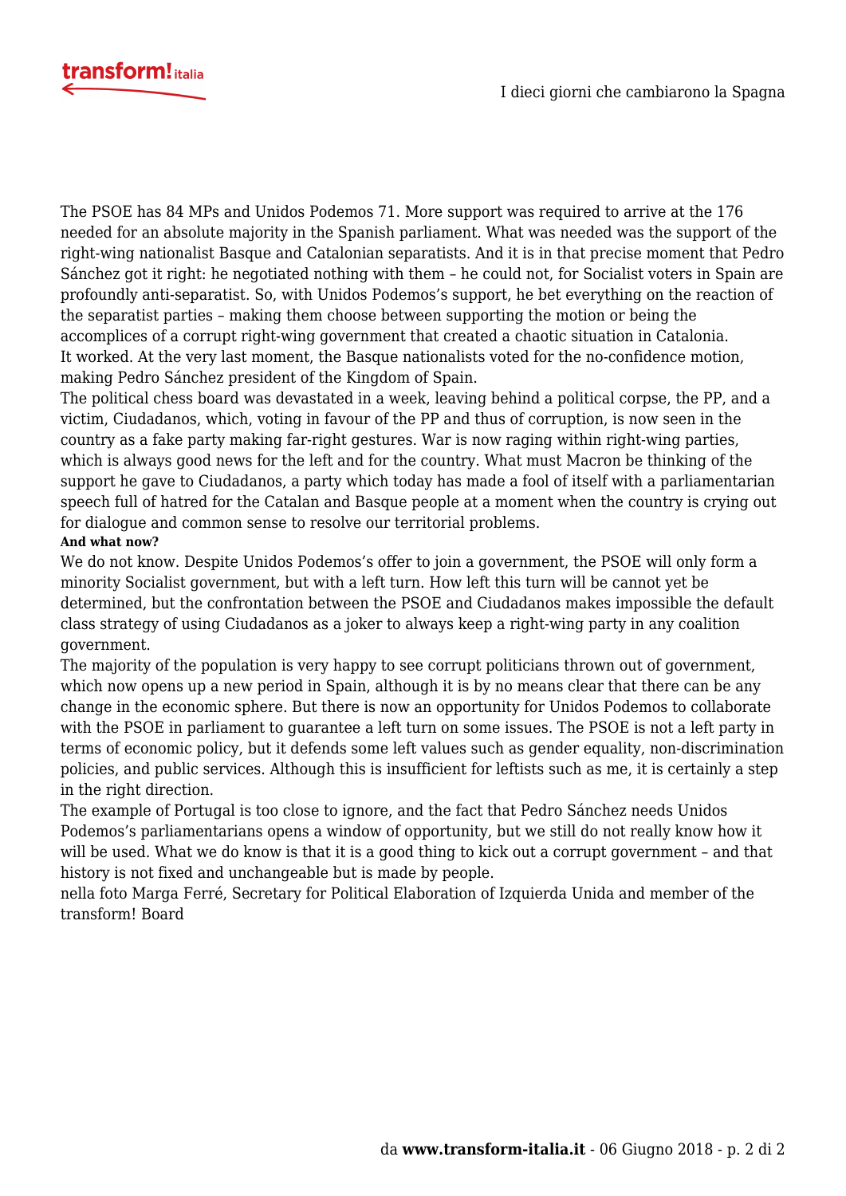The PSOE has 84 MPs and Unidos Podemos 71. More support was required to arrive at the 176 needed for an absolute majority in the Spanish parliament. What was needed was the support of the right-wing nationalist Basque and Catalonian separatists. And it is in that precise moment that Pedro Sánchez got it right: he negotiated nothing with them – he could not, for Socialist voters in Spain are profoundly anti-separatist. So, with Unidos Podemos's support, he bet everything on the reaction of the separatist parties – making them choose between supporting the motion or being the accomplices of a corrupt right-wing government that created a chaotic situation in Catalonia.
It worked. At the very last moment, the Basque nationalists voted for the no-confidence motion, making Pedro Sánchez president of the Kingdom of Spain.
The political chess board was devastated in a week, leaving behind a political corpse, the PP, and a victim, Ciudadanos, which, voting in favour of the PP and thus of corruption, is now seen in the country as a fake party making far-right gestures. War is now raging within right-wing parties, which is always good news for the left and for the country. What must Macron be thinking of the support he gave to Ciudadanos, a party which today has made a fool of itself with a parliamentarian speech full of hatred for the Catalan and Basque people at a moment when the country is crying out for dialogue and common sense to resolve our territorial problems.

**And what now?**

We do not know. Despite Unidos Podemos's offer to join a government, the PSOE will only form a minority Socialist government, but with a left turn. How left this turn will be cannot yet be determined, but the confrontation between the PSOE and Ciudadanos makes impossible the default class strategy of using Ciudadanos as a joker to always keep a right-wing party in any coalition government.
The majority of the population is very happy to see corrupt politicians thrown out of government, which now opens up a new period in Spain, although it is by no means clear that there can be any change in the economic sphere. But there is now an opportunity for Unidos Podemos to collaborate with the PSOE in parliament to guarantee a left turn on some issues. The PSOE is not a left party in terms of economic policy, but it defends some left values such as gender equality, non-discrimination policies, and public services. Although this is insufficient for leftists such as me, it is certainly a step in the right direction.
The example of Portugal is too close to ignore, and the fact that Pedro Sánchez needs Unidos Podemos's parliamentarians opens a window of opportunity, but we still do not really know how it will be used. What we do know is that it is a good thing to kick out a corrupt government – and that history is not fixed and unchangeable but is made by people.
nella foto Marga Ferré, Secretary for Political Elaboration of Izquierda Unida and member of the transform! Board